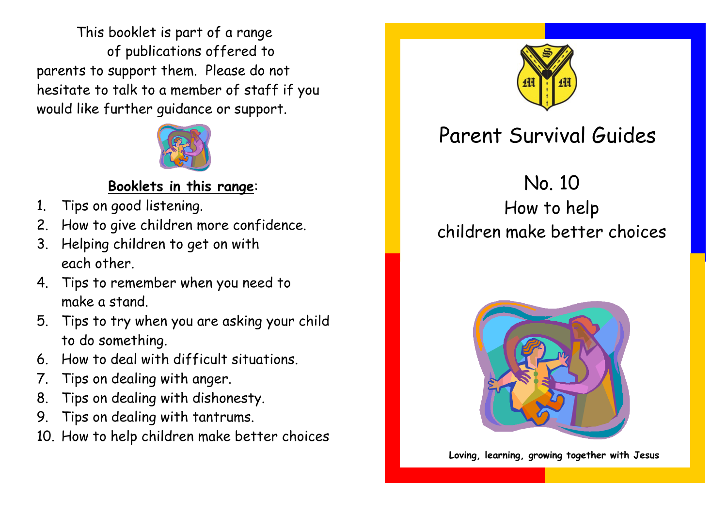This booklet is part of a range of publications offered to parents to support them. Please do not hesitate to talk to a member of staff if you would like further guidance or support.

**Booklets in this range**:

1. Tips on good listening.
2. How to give children more confidence.
3. Helping children to get on with each other.
4. Tips to remember when you need to make a stand.
5. Tips to try when you are asking your child to do something.
6. How to deal with difficult situations.
7. Tips on dealing with anger.
8. Tips on dealing with dishonesty.
9. Tips on dealing with tantrums.
10. How to help children make better choices

# Parent Survival Guides

## No. 10
## How to help children make better choices

**Loving, learning, growing together with Jesus**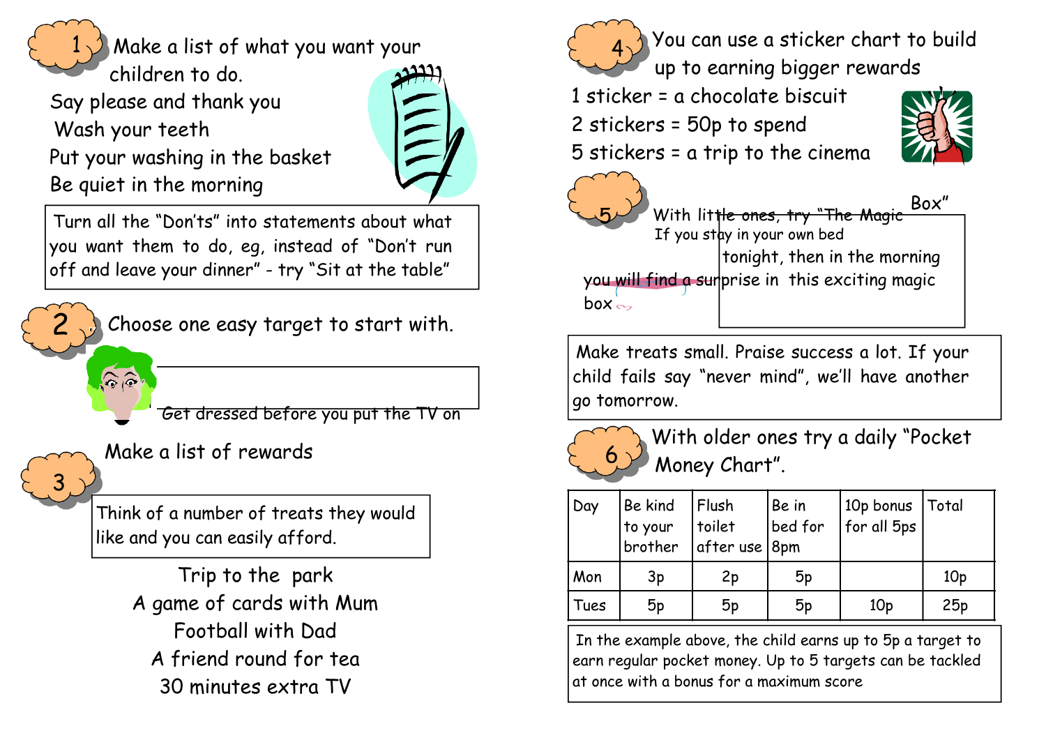1 Make a list of what you want your children to do.

Say please and thank you

Wash your teeth

Put your washing in the basket

Be quiet in the morning

Turn all the "Don'ts" into statements about what you want them to do, eg, instead of "Don't run off and leave your dinner" - try "Sit at the table"

2 Choose one easy target to start with.

Get dressed before you put the TV on

3 Make a list of rewards

Think of a number of treats they would like and you can easily afford.

Trip to the park

A game of cards with Mum

Football with Dad

A friend round for tea

30 minutes extra TV

4 You can use a sticker chart to build up to earning bigger rewards

1 sticker = a chocolate biscuit

2 stickers = 50p to spend

5 stickers = a trip to the cinema

5 With little ones, try "The Magic Box"

If you stay in your own bed tonight, then in the morning you will find a surprise in this exciting magic box

Make treats small. Praise success a lot. If your child fails say "never mind", we'll have another go tomorrow.

6 With older ones try a daily "Pocket Money Chart".

| Day | Be kind to your brother | Flush toilet after use | Be in bed for 8pm | 10p bonus for all 5ps | Total |
|---|---|---|---|---|---|
| Mon | 3p | 2p | 5p | | 10p |
| Tues | 5p | 5p | 5p | 10p | 25p |

In the example above, the child earns up to 5p a target to earn regular pocket money. Up to 5 targets can be tackled at once with a bonus for a maximum score